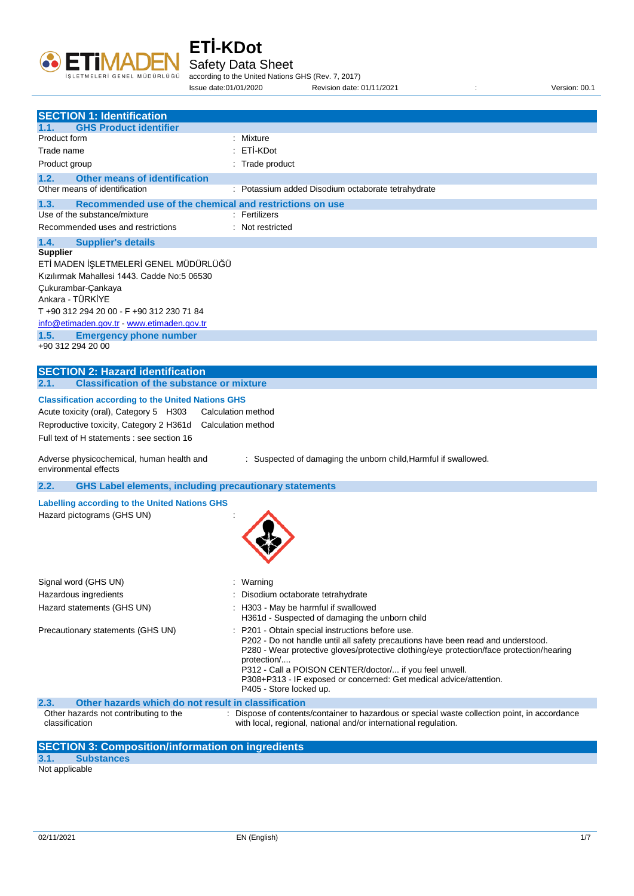# ETİ-KDot

## Safety Data Sheet

according to the United Nations GHS (Rev. 7, 2017)

Issue date:01/01/2020 Revision date: 01/11/2021 : Version: 00.1

## SECTION 1: Identification

### 1.1. GHS Product identifier

| | |
|---|---|
| Product form | : Mixture |
| Trade name | : ETİ-KDot |
| Product group | : Trade product |

### 1.2. Other means of identification

| | |
|---|---|
| Other means of identification | : Potassium added Disodium octaborate tetrahydrate |

### 1.3. Recommended use of the chemical and restrictions on use

| | |
|---|---|
| Use of the substance/mixture | : Fertilizers |
| Recommended uses and restrictions | : Not restricted |

### 1.4. Supplier's details

**Supplier**

ETİ MADEN İŞLETMELERİ GENEL MÜDÜRLÜĞÜ
Kızılırmak Mahallesi 1443. Cadde No:5 06530
Çukurambar-Çankaya
Ankara - TÜRKİYE
T +90 312 294 20 00 - F +90 312 230 71 84
info@etimaden.gov.tr - www.etimaden.gov.tr

### 1.5. Emergency phone number

+90 312 294 20 00

## SECTION 2: Hazard identification

### 2.1. Classification of the substance or mixture

**Classification according to the United Nations GHS**

| | | |
|---|---|---|
| Acute toxicity (oral), Category 5 | H303 | Calculation method |
| Reproductive toxicity, Category 2 | H361d | Calculation method |

Full text of H statements : see section 16

| | |
|---|---|
| Adverse physicochemical, human health and environmental effects | : Suspected of damaging the unborn child,Harmful if swallowed. |

### 2.2. GHS Label elements, including precautionary statements

**Labelling according to the United Nations GHS**

Hazard pictograms (GHS UN) :

| | |
|---|---|
| Signal word (GHS UN) | : Warning |
| Hazardous ingredients | : Disodium octaborate tetrahydrate |
| Hazard statements (GHS UN) | : H303 - May be harmful if swallowed<br>H361d - Suspected of damaging the unborn child |
| Precautionary statements (GHS UN) | : P201 - Obtain special instructions before use.<br>P202 - Do not handle until all safety precautions have been read and understood.<br>P280 - Wear protective gloves/protective clothing/eye protection/face protection/hearing protection/....<br>P312 - Call a POISON CENTER/doctor/... if you feel unwell.<br>P308+P313 - IF exposed or concerned: Get medical advice/attention.<br>P405 - Store locked up. |

### 2.3. Other hazards which do not result in classification

| | |
|---|---|
| Other hazards not contributing to the classification | : Dispose of contents/container to hazardous or special waste collection point, in accordance with local, regional, national and/or international regulation. |

## SECTION 3: Composition/information on ingredients

### 3.1. Substances

Not applicable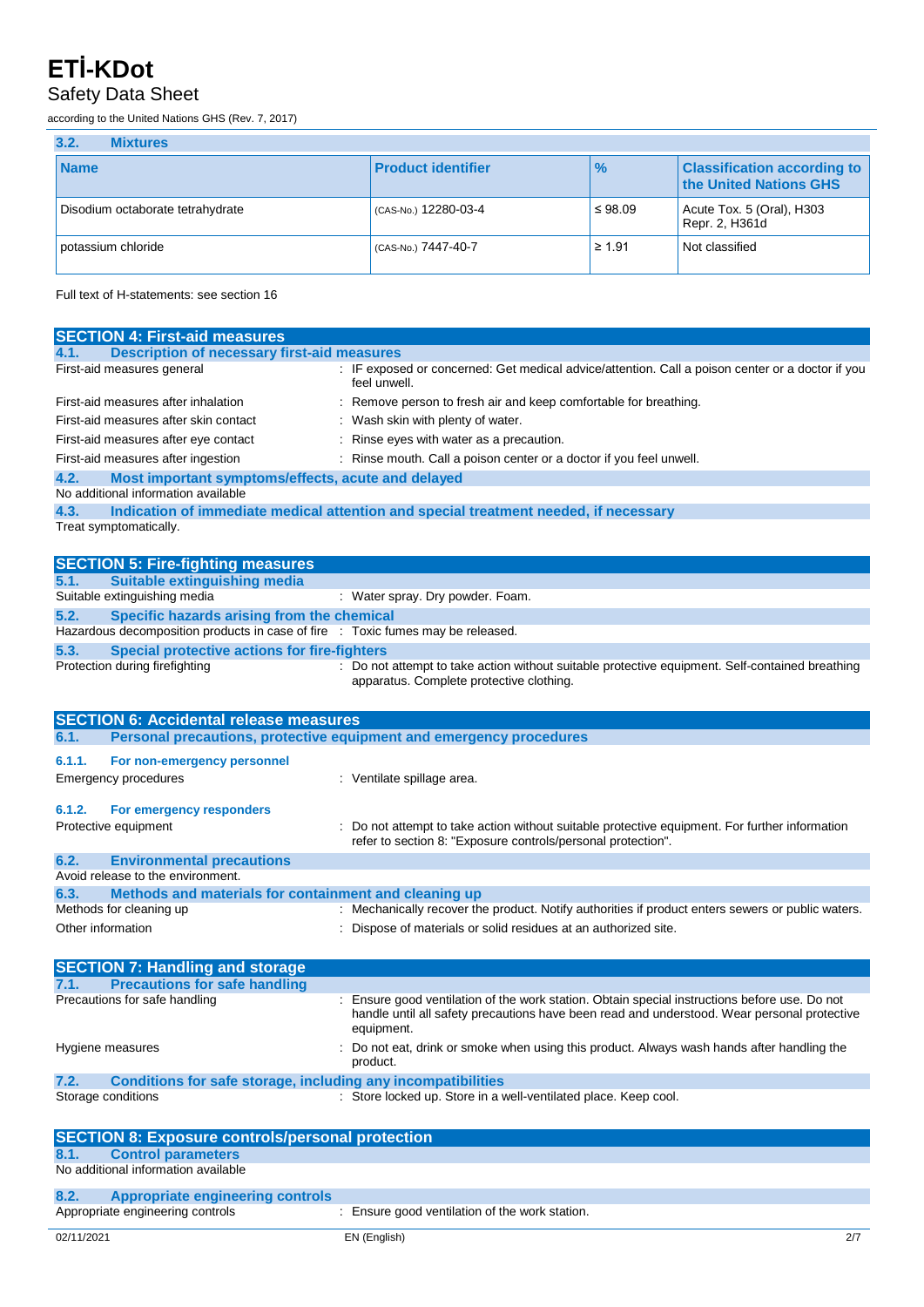### 3.2. Mixtures

| Name | Product identifier | % | Classification according to the United Nations GHS |
|---|---|---|---|
| Disodium octaborate tetrahydrate | (CAS-No.) 12280-03-4 | ≤ 98.09 | Acute Tox. 5 (Oral), H303<br>Repr. 2, H361d |
| potassium chloride | (CAS-No.) 7447-40-7 | ≥ 1.91 | Not classified |

Full text of H-statements: see section 16

## SECTION 4: First-aid measures

### 4.1. Description of necessary first-aid measures

First-aid measures general : IF exposed or concerned: Get medical advice/attention. Call a poison center or a doctor if you feel unwell.

First-aid measures after inhalation : Remove person to fresh air and keep comfortable for breathing.

First-aid measures after skin contact : Wash skin with plenty of water.

First-aid measures after eye contact : Rinse eyes with water as a precaution.

First-aid measures after ingestion : Rinse mouth. Call a poison center or a doctor if you feel unwell.

### 4.2. Most important symptoms/effects, acute and delayed

No additional information available

### 4.3. Indication of immediate medical attention and special treatment needed, if necessary

Treat symptomatically.

## SECTION 5: Fire-fighting measures

### 5.1. Suitable extinguishing media

Suitable extinguishing media : Water spray. Dry powder. Foam.

### 5.2. Specific hazards arising from the chemical

Hazardous decomposition products in case of fire : Toxic fumes may be released.

### 5.3. Special protective actions for fire-fighters

Protection during firefighting : Do not attempt to take action without suitable protective equipment. Self-contained breathing apparatus. Complete protective clothing.

## SECTION 6: Accidental release measures

### 6.1. Personal precautions, protective equipment and emergency procedures

#### 6.1.1. For non-emergency personnel

Emergency procedures : Ventilate spillage area.

#### 6.1.2. For emergency responders

Protective equipment : Do not attempt to take action without suitable protective equipment. For further information refer to section 8: "Exposure controls/personal protection".

### 6.2. Environmental precautions

Avoid release to the environment.

### 6.3. Methods and materials for containment and cleaning up

Methods for cleaning up : Mechanically recover the product. Notify authorities if product enters sewers or public waters.

Other information : Dispose of materials or solid residues at an authorized site.

## SECTION 7: Handling and storage

### 7.1. Precautions for safe handling

Precautions for safe handling : Ensure good ventilation of the work station. Obtain special instructions before use. Do not handle until all safety precautions have been read and understood. Wear personal protective equipment.

Hygiene measures : Do not eat, drink or smoke when using this product. Always wash hands after handling the product.

### 7.2. Conditions for safe storage, including any incompatibilities

Storage conditions : Store locked up. Store in a well-ventilated place. Keep cool.

## SECTION 8: Exposure controls/personal protection

### 8.1. Control parameters

No additional information available

### 8.2. Appropriate engineering controls

Appropriate engineering controls : Ensure good ventilation of the work station.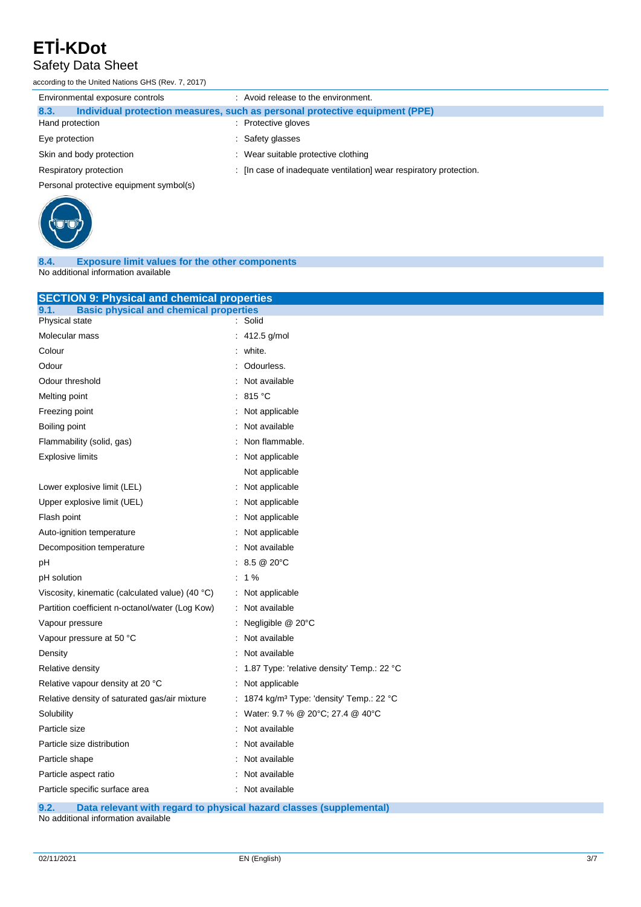| | |
|---|---|
| Environmental exposure controls | : Avoid release to the environment. |

### 8.3. Individual protection measures, such as personal protective equipment (PPE)

| | |
|---|---|
| Hand protection | : Protective gloves |
| Eye protection | : Safety glasses |
| Skin and body protection | : Wear suitable protective clothing |
| Respiratory protection | : [In case of inadequate ventilation] wear respiratory protection. |

Personal protective equipment symbol(s)

### 8.4. Exposure limit values for the other components

No additional information available

## SECTION 9: Physical and chemical properties

### 9.1. Basic physical and chemical properties

| | |
|---|---|
| Physical state | : Solid |
| Molecular mass | : 412.5 g/mol |
| Colour | : white. |
| Odour | : Odourless. |
| Odour threshold | : Not available |
| Melting point | : 815 °C |
| Freezing point | : Not applicable |
| Boiling point | : Not available |
| Flammability (solid, gas) | : Non flammable. |
| Explosive limits | : Not applicable |
| | Not applicable |
| Lower explosive limit (LEL) | : Not applicable |
| Upper explosive limit (UEL) | : Not applicable |
| Flash point | : Not applicable |
| Auto-ignition temperature | : Not applicable |
| Decomposition temperature | : Not available |
| pH | : 8.5 @ 20°C |
| pH solution | : 1 % |
| Viscosity, kinematic (calculated value) (40 °C) | : Not applicable |
| Partition coefficient n-octanol/water (Log Kow) | : Not available |
| Vapour pressure | : Negligible @ 20°C |
| Vapour pressure at 50 °C | : Not available |
| Density | : Not available |
| Relative density | : 1.87 Type: 'relative density' Temp.: 22 °C |
| Relative vapour density at 20 °C | : Not applicable |
| Relative density of saturated gas/air mixture | : 1874 kg/m³ Type: 'density' Temp.: 22 °C |
| Solubility | : Water: 9.7 % @ 20°C; 27.4 @ 40°C |
| Particle size | : Not available |
| Particle size distribution | : Not available |
| Particle shape | : Not available |
| Particle aspect ratio | : Not available |
| Particle specific surface area | : Not available |

### 9.2. Data relevant with regard to physical hazard classes (supplemental)

No additional information available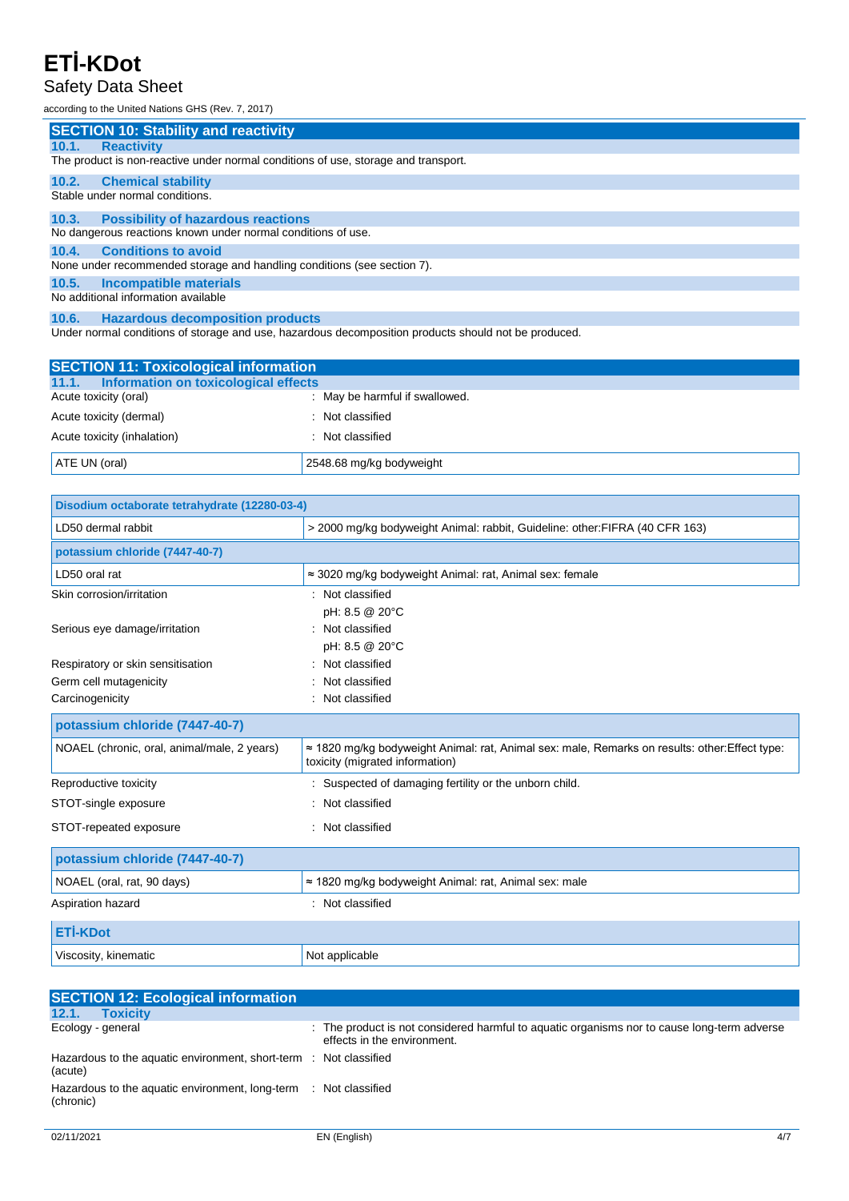## SECTION 10: Stability and reactivity

### 10.1. Reactivity

The product is non-reactive under normal conditions of use, storage and transport.

### 10.2. Chemical stability

Stable under normal conditions.

### 10.3. Possibility of hazardous reactions

No dangerous reactions known under normal conditions of use.

### 10.4. Conditions to avoid

None under recommended storage and handling conditions (see section 7).

### 10.5. Incompatible materials

No additional information available

### 10.6. Hazardous decomposition products

Under normal conditions of storage and use, hazardous decomposition products should not be produced.

## SECTION 11: Toxicological information

### 11.1. Information on toxicological effects

Acute toxicity (oral) : May be harmful if swallowed.

Acute toxicity (dermal) : Not classified

Acute toxicity (inhalation) : Not classified

| ATE UN (oral) | 2548.68 mg/kg bodyweight |
|---|---|

| Disodium octaborate tetrahydrate (12280-03-4) | |
|---|---|
| LD50 dermal rabbit | > 2000 mg/kg bodyweight Animal: rabbit, Guideline: other:FIFRA (40 CFR 163) |
| **potassium chloride (7447-40-7)** | |
| LD50 oral rat | ≈ 3020 mg/kg bodyweight Animal: rat, Animal sex: female |

Skin corrosion/irritation : Not classified
pH: 8.5 @ 20°C

Serious eye damage/irritation : Not classified
pH: 8.5 @ 20°C

Respiratory or skin sensitisation : Not classified

Germ cell mutagenicity : Not classified

Carcinogenicity : Not classified

| potassium chloride (7447-40-7) | |
|---|---|
| NOAEL (chronic, oral, animal/male, 2 years) | ≈ 1820 mg/kg bodyweight Animal: rat, Animal sex: male, Remarks on results: other:Effect type: toxicity (migrated information) |

Reproductive toxicity : Suspected of damaging fertility or the unborn child.

STOT-single exposure : Not classified

STOT-repeated exposure : Not classified

| potassium chloride (7447-40-7) | |
|---|---|
| NOAEL (oral, rat, 90 days) | ≈ 1820 mg/kg bodyweight Animal: rat, Animal sex: male |

Aspiration hazard : Not classified

| ETİ-KDot | |
|---|---|
| Viscosity, kinematic | Not applicable |

## SECTION 12: Ecological information

### 12.1. Toxicity

Ecology - general : The product is not considered harmful to aquatic organisms nor to cause long-term adverse effects in the environment.

Hazardous to the aquatic environment, short-term (acute) : Not classified

Hazardous to the aquatic environment, long-term (chronic) : Not classified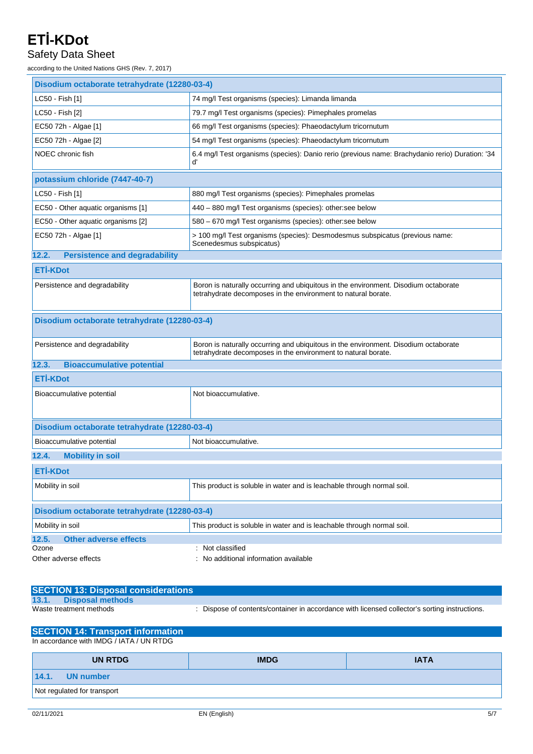| Disodium octaborate tetrahydrate (12280-03-4) | |
|---|---|
| LC50 - Fish [1] | 74 mg/l Test organisms (species): Limanda limanda |
| LC50 - Fish [2] | 79.7 mg/l Test organisms (species): Pimephales promelas |
| EC50 72h - Algae [1] | 66 mg/l Test organisms (species): Phaeodactylum tricornutum |
| EC50 72h - Algae [2] | 54 mg/l Test organisms (species): Phaeodactylum tricornutum |
| NOEC chronic fish | 6.4 mg/l Test organisms (species): Danio rerio (previous name: Brachydanio rerio) Duration: '34 d' |

| potassium chloride (7447-40-7) | |
|---|---|
| LC50 - Fish [1] | 880 mg/l Test organisms (species): Pimephales promelas |
| EC50 - Other aquatic organisms [1] | 440 – 880 mg/l Test organisms (species): other:see below |
| EC50 - Other aquatic organisms [2] | 580 – 670 mg/l Test organisms (species): other:see below |
| EC50 72h - Algae [1] | > 100 mg/l Test organisms (species): Desmodesmus subspicatus (previous name: Scenedesmus subspicatus) |

### 12.2. Persistence and degradability

| ETİ-KDot | |
|---|---|
| Persistence and degradability | Boron is naturally occurring and ubiquitous in the environment. Disodium octaborate tetrahydrate decomposes in the environment to natural borate. |

| Disodium octaborate tetrahydrate (12280-03-4) | |
|---|---|
| Persistence and degradability | Boron is naturally occurring and ubiquitous in the environment. Disodium octaborate tetrahydrate decomposes in the environment to natural borate. |

### 12.3. Bioaccumulative potential

| ETİ-KDot | |
|---|---|
| Bioaccumulative potential | Not bioaccumulative. |

| Disodium octaborate tetrahydrate (12280-03-4) | |
|---|---|
| Bioaccumulative potential | Not bioaccumulative. |

### 12.4. Mobility in soil

| ETİ-KDot | |
|---|---|
| Mobility in soil | This product is soluble in water and is leachable through normal soil. |

| Disodium octaborate tetrahydrate (12280-03-4) | |
|---|---|
| Mobility in soil | This product is soluble in water and is leachable through normal soil. |

### 12.5. Other adverse effects

Ozone : Not classified

Other adverse effects : No additional information available

## SECTION 13: Disposal considerations

### 13.1. Disposal methods

Waste treatment methods : Dispose of contents/container in accordance with licensed collector's sorting instructions.

## SECTION 14: Transport information

In accordance with IMDG / IATA / UN RTDG

| UN RTDG | IMDG | IATA |
|---|---|---|
| **14.1. UN number** | | |
| Not regulated for transport | | |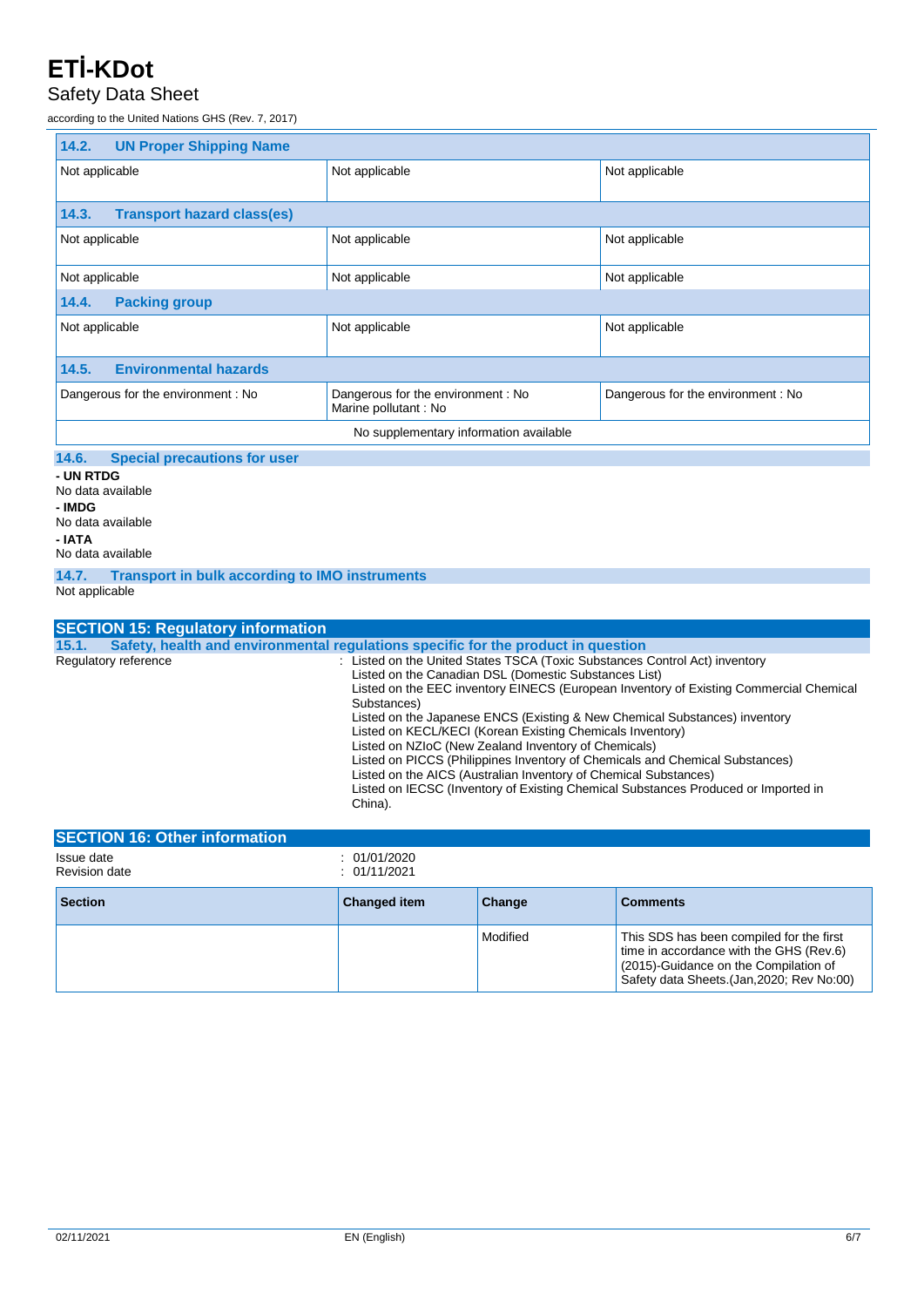# ETİ-KDot

## Safety Data Sheet

according to the United Nations GHS (Rev. 7, 2017)

| 14.2. UN Proper Shipping Name | | |
|---|---|---|
| Not applicable | Not applicable | Not applicable |
| **14.3. Transport hazard class(es)** | | |
| Not applicable | Not applicable | Not applicable |
| Not applicable | Not applicable | Not applicable |
| **14.4. Packing group** | | |
| Not applicable | Not applicable | Not applicable |
| **14.5. Environmental hazards** | | |
| Dangerous for the environment : No | Dangerous for the environment : No<br>Marine pollutant : No | Dangerous for the environment : No |
| No supplementary information available | | |

### 14.6. Special precautions for user

**- UN RTDG**

No data available

**- IMDG**

No data available

**- IATA**

No data available

### 14.7. Transport in bulk according to IMO instruments

Not applicable

## SECTION 15: Regulatory information

### 15.1. Safety, health and environmental regulations specific for the product in question

Regulatory reference : Listed on the United States TSCA (Toxic Substances Control Act) inventory
Listed on the Canadian DSL (Domestic Substances List)
Listed on the EEC inventory EINECS (European Inventory of Existing Commercial Chemical Substances)
Listed on the Japanese ENCS (Existing & New Chemical Substances) inventory
Listed on KECL/KECI (Korean Existing Chemicals Inventory)
Listed on NZIoC (New Zealand Inventory of Chemicals)
Listed on PICCS (Philippines Inventory of Chemicals and Chemical Substances)
Listed on the AICS (Australian Inventory of Chemical Substances)
Listed on IECSC (Inventory of Existing Chemical Substances Produced or Imported in China).

## SECTION 16: Other information

Issue date : 01/01/2020
Revision date : 01/11/2021

| Section | Changed item | Change | Comments |
|---|---|---|---|
| | | Modified | This SDS has been compiled for the first time in accordance with the GHS (Rev.6) (2015)-Guidance on the Compilation of Safety data Sheets.(Jan,2020; Rev No:00) |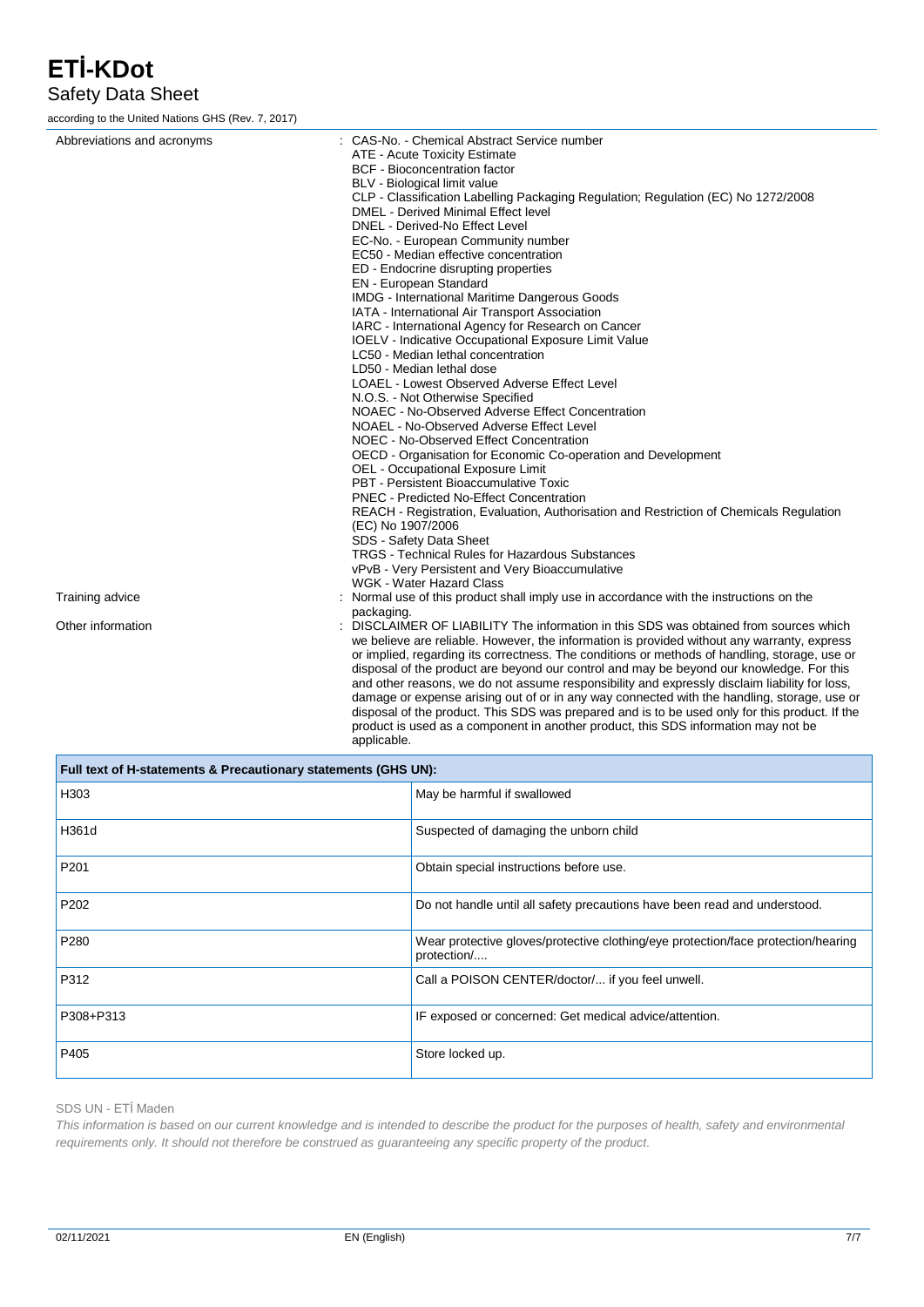Abbreviations and acronyms : CAS-No. - Chemical Abstract Service number
ATE - Acute Toxicity Estimate
BCF - Bioconcentration factor
BLV - Biological limit value
CLP - Classification Labelling Packaging Regulation; Regulation (EC) No 1272/2008
DMEL - Derived Minimal Effect level
DNEL - Derived-No Effect Level
EC-No. - European Community number
EC50 - Median effective concentration
ED - Endocrine disrupting properties
EN - European Standard
IMDG - International Maritime Dangerous Goods
IATA - International Air Transport Association
IARC - International Agency for Research on Cancer
IOELV - Indicative Occupational Exposure Limit Value
LC50 - Median lethal concentration
LD50 - Median lethal dose
LOAEL - Lowest Observed Adverse Effect Level
N.O.S. - Not Otherwise Specified
NOAEC - No-Observed Adverse Effect Concentration
NOAEL - No-Observed Adverse Effect Level
NOEC - No-Observed Effect Concentration
OECD - Organisation for Economic Co-operation and Development
OEL - Occupational Exposure Limit
PBT - Persistent Bioaccumulative Toxic
PNEC - Predicted No-Effect Concentration
REACH - Registration, Evaluation, Authorisation and Restriction of Chemicals Regulation (EC) No 1907/2006
SDS - Safety Data Sheet
TRGS - Technical Rules for Hazardous Substances
vPvB - Very Persistent and Very Bioaccumulative
WGK - Water Hazard Class

Training advice : Normal use of this product shall imply use in accordance with the instructions on the packaging.

Other information : DISCLAIMER OF LIABILITY The information in this SDS was obtained from sources which we believe are reliable. However, the information is provided without any warranty, express or implied, regarding its correctness. The conditions or methods of handling, storage, use or disposal of the product are beyond our control and may be beyond our knowledge. For this and other reasons, we do not assume responsibility and expressly disclaim liability for loss, damage or expense arising out of or in any way connected with the handling, storage, use or disposal of the product. This SDS was prepared and is to be used only for this product. If the product is used as a component in another product, this SDS information may not be applicable.

| Full text of H-statements & Precautionary statements (GHS UN): | |
|---|---|
| H303 | May be harmful if swallowed |
| H361d | Suspected of damaging the unborn child |
| P201 | Obtain special instructions before use. |
| P202 | Do not handle until all safety precautions have been read and understood. |
| P280 | Wear protective gloves/protective clothing/eye protection/face protection/hearing protection/.... |
| P312 | Call a POISON CENTER/doctor/... if you feel unwell. |
| P308+P313 | IF exposed or concerned: Get medical advice/attention. |
| P405 | Store locked up. |

SDS UN - ETİ Maden

*This information is based on our current knowledge and is intended to describe the product for the purposes of health, safety and environmental requirements only. It should not therefore be construed as guaranteeing any specific property of the product.*